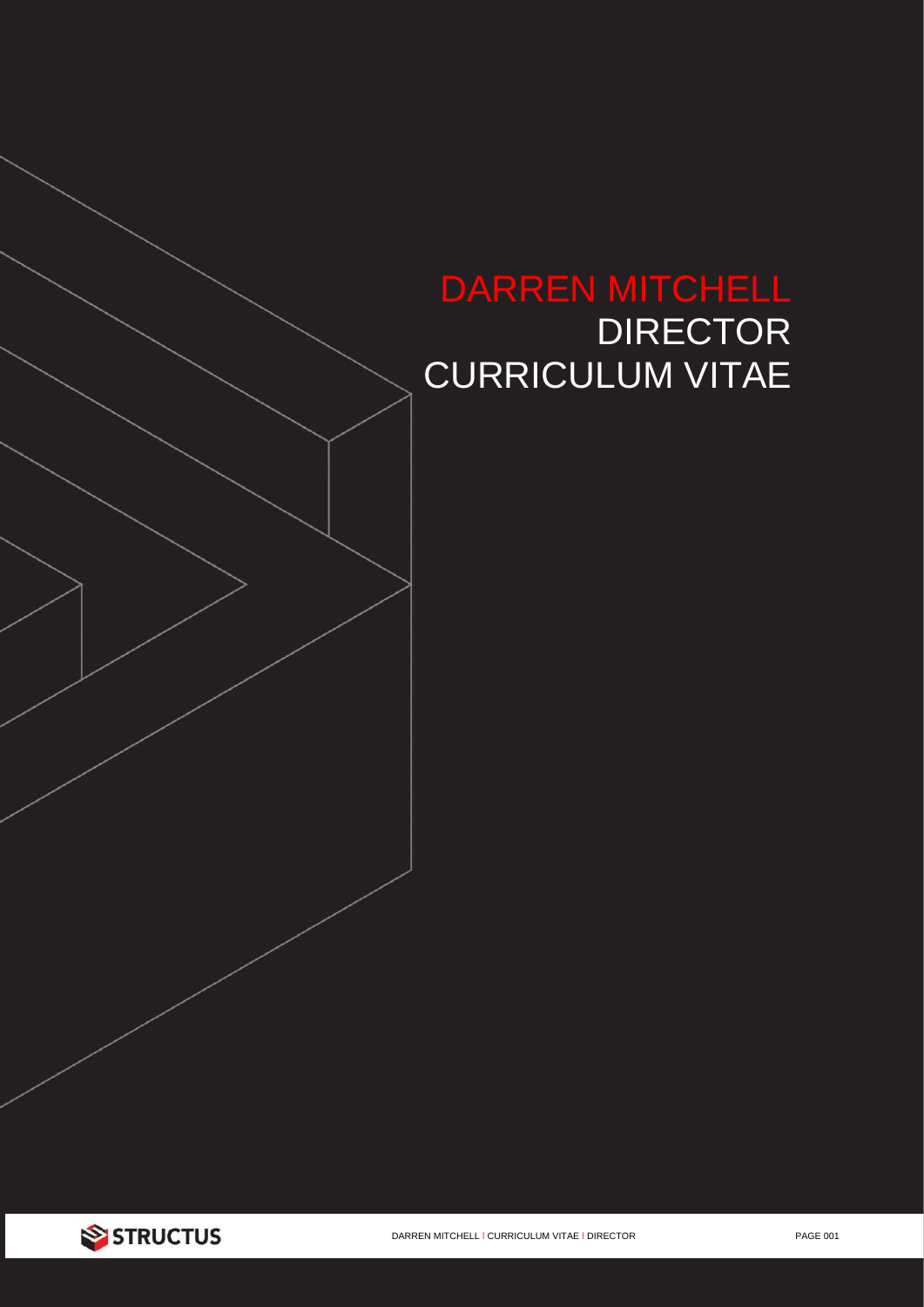# DARREN MITCHELL

## DIRECTOR

## CURRICULUM VITAE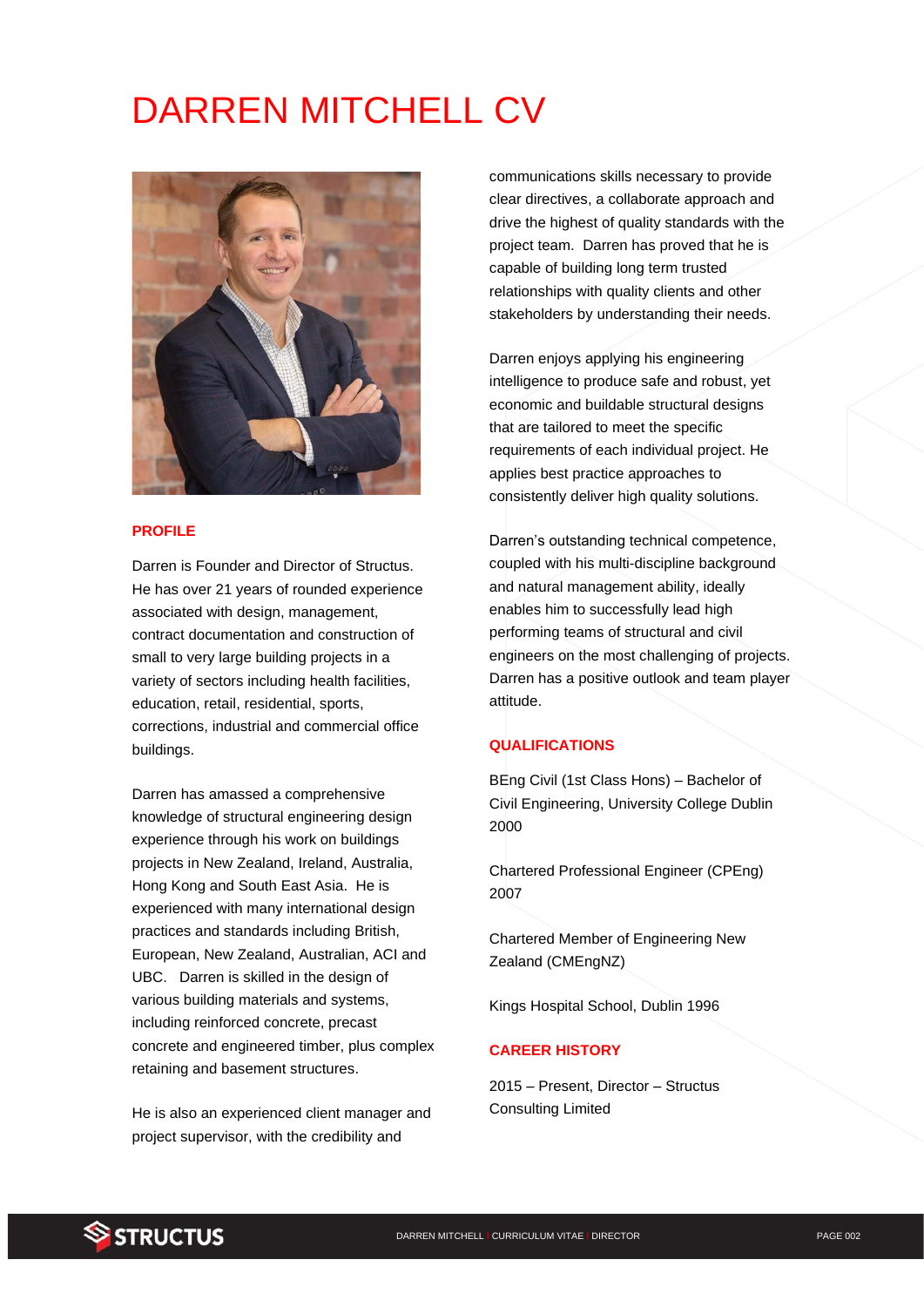# DARREN MITCHELL CV

## PROFILE

Darren is Founder and Director of Structus. He has over 21 years of rounded experience associated with design, management, contract documentation and construction of small to very large building projects in a variety of sectors including health facilities, education, retail, residential, sports, corrections, industrial and commercial office buildings.

Darren has amassed a comprehensive knowledge of structural engineering design experience through his work on buildings projects in New Zealand, Ireland, Australia, Hong Kong and South East Asia. He is experienced with many international design practices and standards including British, European, New Zealand, Australian, ACI and UBC. Darren is skilled in the design of various building materials and systems, including reinforced concrete, precast concrete and engineered timber, plus complex retaining and basement structures.

He is also an experienced client manager and project supervisor, with the credibility and communications skills necessary to provide clear directives, a collaborate approach and drive the highest of quality standards with the project team. Darren has proved that he is capable of building long term trusted relationships with quality clients and other stakeholders by understanding their needs.

Darren enjoys applying his engineering intelligence to produce safe and robust, yet economic and buildable structural designs that are tailored to meet the specific requirements of each individual project. He applies best practice approaches to consistently deliver high quality solutions.

Darren's outstanding technical competence, coupled with his multi-discipline background and natural management ability, ideally enables him to successfully lead high performing teams of structural and civil engineers on the most challenging of projects. Darren has a positive outlook and team player attitude.

## QUALIFICATIONS

BEng Civil (1st Class Hons) – Bachelor of Civil Engineering, University College Dublin 2000

Chartered Professional Engineer (CPEng) 2007

Chartered Member of Engineering New Zealand (CMEngNZ)

Kings Hospital School, Dublin 1996

## CAREER HISTORY

2015 – Present, Director – Structus Consulting Limited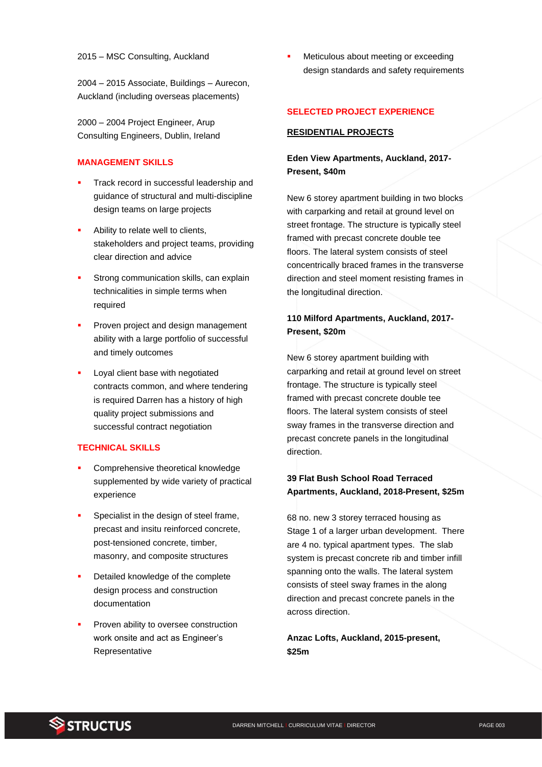2015 – MSC Consulting, Auckland

2004 – 2015 Associate, Buildings – Aurecon, Auckland (including overseas placements)

2000 – 2004 Project Engineer, Arup Consulting Engineers, Dublin, Ireland

## MANAGEMENT SKILLS

- Track record in successful leadership and guidance of structural and multi-discipline design teams on large projects
- Ability to relate well to clients, stakeholders and project teams, providing clear direction and advice
- Strong communication skills, can explain technicalities in simple terms when required
- Proven project and design management ability with a large portfolio of successful and timely outcomes
- Loyal client base with negotiated contracts common, and where tendering is required Darren has a history of high quality project submissions and successful contract negotiation

## TECHNICAL SKILLS

- Comprehensive theoretical knowledge supplemented by wide variety of practical experience
- Specialist in the design of steel frame, precast and insitu reinforced concrete, post-tensioned concrete, timber, masonry, and composite structures
- Detailed knowledge of the complete design process and construction documentation
- Proven ability to oversee construction work onsite and act as Engineer's Representative
- Meticulous about meeting or exceeding design standards and safety requirements

## SELECTED PROJECT EXPERIENCE

### RESIDENTIAL PROJECTS

**Eden View Apartments, Auckland, 2017-Present, $40m**

New 6 storey apartment building in two blocks with carparking and retail at ground level on street frontage. The structure is typically steel framed with precast concrete double tee floors. The lateral system consists of steel concentrically braced frames in the transverse direction and steel moment resisting frames in the longitudinal direction.

**110 Milford Apartments, Auckland, 2017-Present, $20m**

New 6 storey apartment building with carparking and retail at ground level on street frontage. The structure is typically steel framed with precast concrete double tee floors. The lateral system consists of steel sway frames in the transverse direction and precast concrete panels in the longitudinal direction.

**39 Flat Bush School Road Terraced Apartments, Auckland, 2018-Present, $25m**

68 no. new 3 storey terraced housing as Stage 1 of a larger urban development. There are 4 no. typical apartment types. The slab system is precast concrete rib and timber infill spanning onto the walls. The lateral system consists of steel sway frames in the along direction and precast concrete panels in the across direction.

**Anzac Lofts, Auckland, 2015-present, $25m**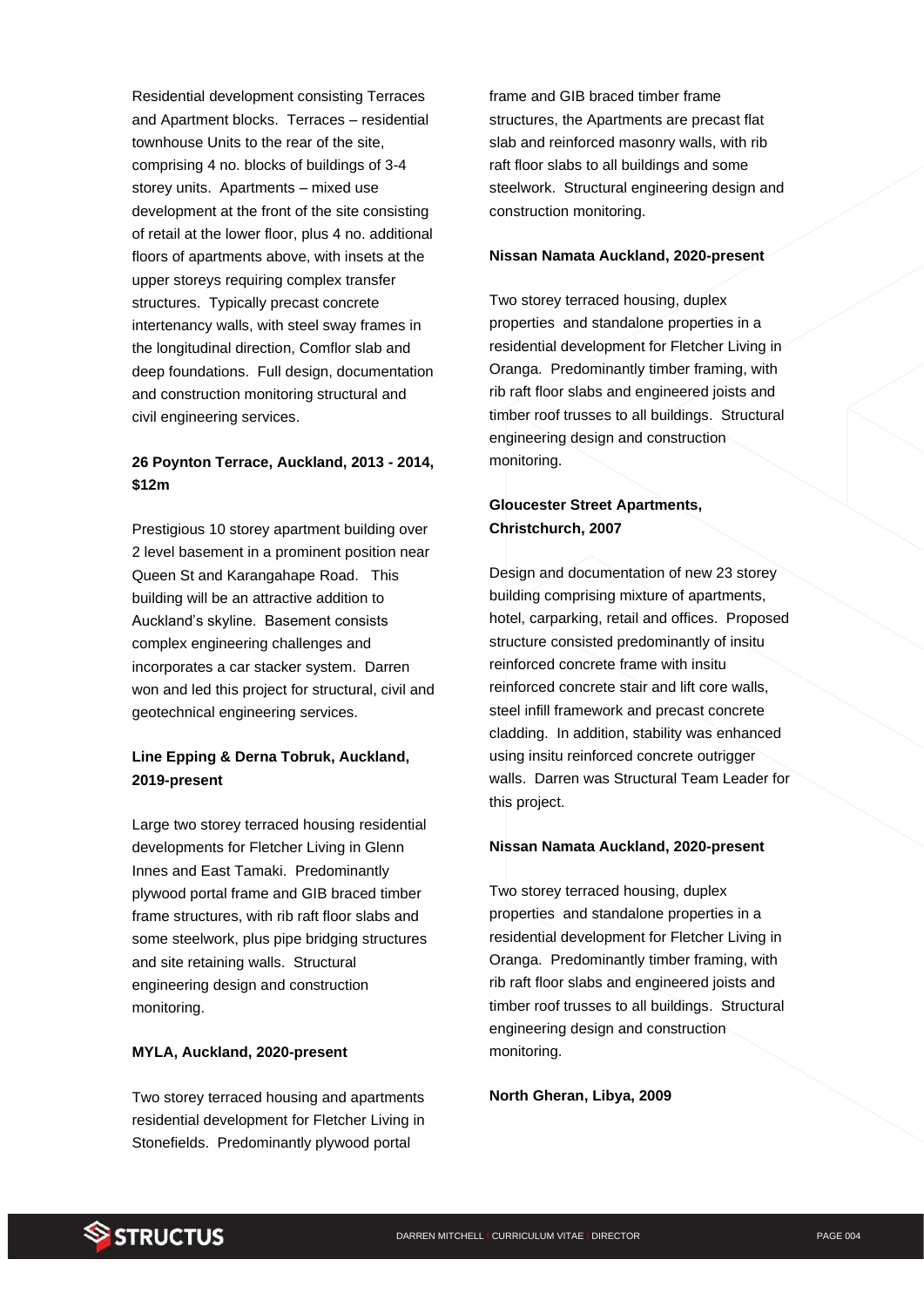Residential development consisting Terraces and Apartment blocks. Terraces – residential townhouse Units to the rear of the site, comprising 4 no. blocks of buildings of 3-4 storey units. Apartments – mixed use development at the front of the site consisting of retail at the lower floor, plus 4 no. additional floors of apartments above, with insets at the upper storeys requiring complex transfer structures. Typically precast concrete intertenancy walls, with steel sway frames in the longitudinal direction, Comflor slab and deep foundations. Full design, documentation and construction monitoring structural and civil engineering services.

**26 Poynton Terrace, Auckland, 2013 - 2014, $12m**

Prestigious 10 storey apartment building over 2 level basement in a prominent position near Queen St and Karangahape Road. This building will be an attractive addition to Auckland's skyline. Basement consists complex engineering challenges and incorporates a car stacker system. Darren won and led this project for structural, civil and geotechnical engineering services.

**Line Epping & Derna Tobruk, Auckland, 2019-present**

Large two storey terraced housing residential developments for Fletcher Living in Glenn Innes and East Tamaki. Predominantly plywood portal frame and GIB braced timber frame structures, with rib raft floor slabs and some steelwork, plus pipe bridging structures and site retaining walls. Structural engineering design and construction monitoring.

**MYLA, Auckland, 2020-present**

Two storey terraced housing and apartments residential development for Fletcher Living in Stonefields. Predominantly plywood portal frame and GIB braced timber frame structures, the Apartments are precast flat slab and reinforced masonry walls, with rib raft floor slabs to all buildings and some steelwork. Structural engineering design and construction monitoring.

**Nissan Namata Auckland, 2020-present**

Two storey terraced housing, duplex properties and standalone properties in a residential development for Fletcher Living in Oranga. Predominantly timber framing, with rib raft floor slabs and engineered joists and timber roof trusses to all buildings. Structural engineering design and construction monitoring.

**Gloucester Street Apartments, Christchurch, 2007**

Design and documentation of new 23 storey building comprising mixture of apartments, hotel, carparking, retail and offices. Proposed structure consisted predominantly of insitu reinforced concrete frame with insitu reinforced concrete stair and lift core walls, steel infill framework and precast concrete cladding. In addition, stability was enhanced using insitu reinforced concrete outrigger walls. Darren was Structural Team Leader for this project.

**Nissan Namata Auckland, 2020-present**

Two storey terraced housing, duplex properties and standalone properties in a residential development for Fletcher Living in Oranga. Predominantly timber framing, with rib raft floor slabs and engineered joists and timber roof trusses to all buildings. Structural engineering design and construction monitoring.

**North Gheran, Libya, 2009**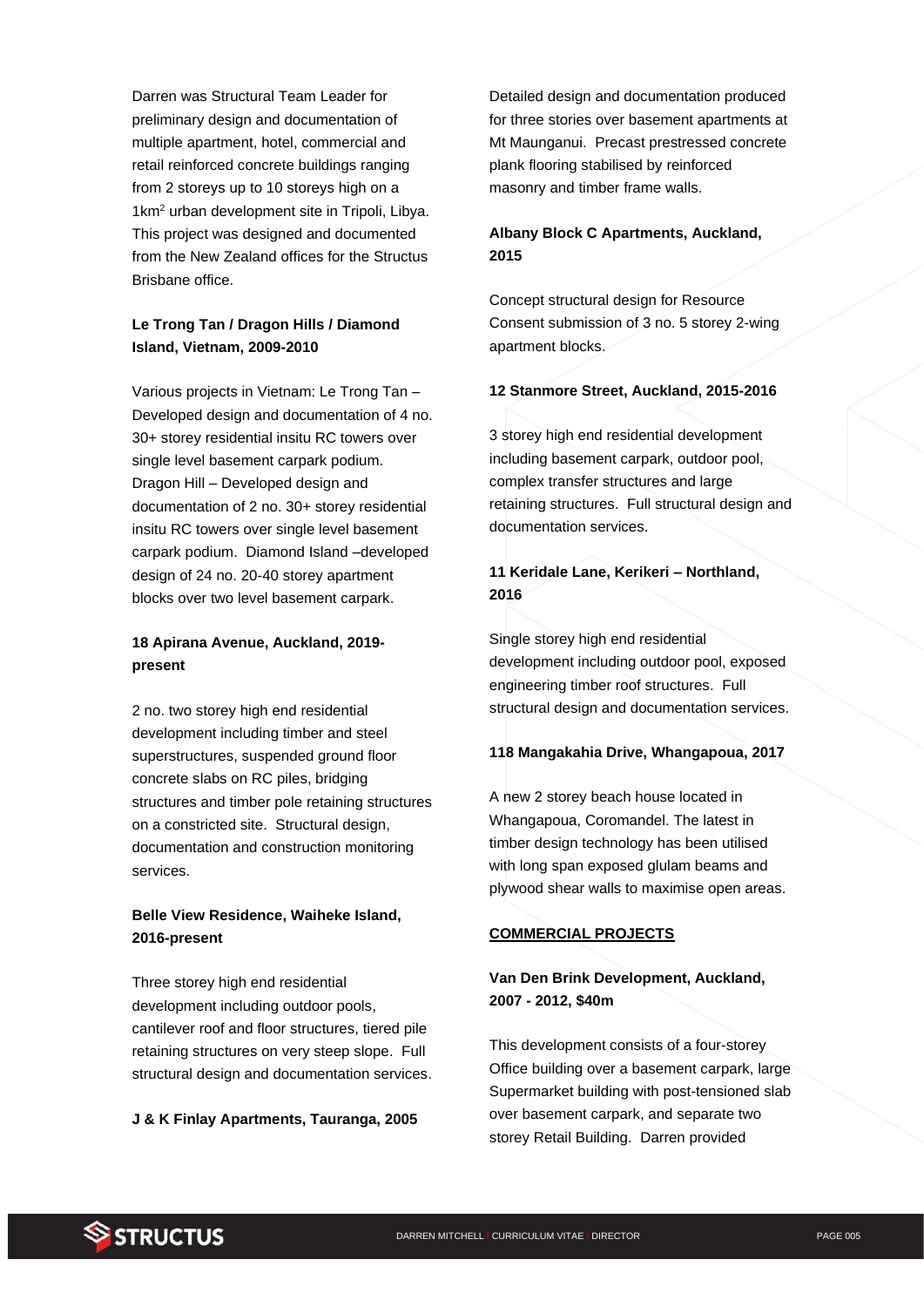Darren was Structural Team Leader for preliminary design and documentation of multiple apartment, hotel, commercial and retail reinforced concrete buildings ranging from 2 storeys up to 10 storeys high on a 1km$^2$ urban development site in Tripoli, Libya. This project was designed and documented from the New Zealand offices for the Structus Brisbane office.

**Le Trong Tan / Dragon Hills / Diamond Island, Vietnam, 2009-2010**

Various projects in Vietnam: Le Trong Tan – Developed design and documentation of 4 no. 30+ storey residential insitu RC towers over single level basement carpark podium. Dragon Hill – Developed design and documentation of 2 no. 30+ storey residential insitu RC towers over single level basement carpark podium. Diamond Island –developed design of 24 no. 20-40 storey apartment blocks over two level basement carpark.

**18 Apirana Avenue, Auckland, 2019-present**

2 no. two storey high end residential development including timber and steel superstructures, suspended ground floor concrete slabs on RC piles, bridging structures and timber pole retaining structures on a constricted site. Structural design, documentation and construction monitoring services.

**Belle View Residence, Waiheke Island, 2016-present**

Three storey high end residential development including outdoor pools, cantilever roof and floor structures, tiered pile retaining structures on very steep slope. Full structural design and documentation services.

**J & K Finlay Apartments, Tauranga, 2005**

Detailed design and documentation produced for three stories over basement apartments at Mt Maunganui. Precast prestressed concrete plank flooring stabilised by reinforced masonry and timber frame walls.

**Albany Block C Apartments, Auckland, 2015**

Concept structural design for Resource Consent submission of 3 no. 5 storey 2-wing apartment blocks.

**12 Stanmore Street, Auckland, 2015-2016**

3 storey high end residential development including basement carpark, outdoor pool, complex transfer structures and large retaining structures. Full structural design and documentation services.

**11 Keridale Lane, Kerikeri – Northland, 2016**

Single storey high end residential development including outdoor pool, exposed engineering timber roof structures. Full structural design and documentation services.

**118 Mangakahia Drive, Whangapoua, 2017**

A new 2 storey beach house located in Whangapoua, Coromandel. The latest in timber design technology has been utilised with long span exposed glulam beams and plywood shear walls to maximise open areas.

## COMMERCIAL PROJECTS

**Van Den Brink Development, Auckland, 2007 - 2012, $40m**

This development consists of a four-storey Office building over a basement carpark, large Supermarket building with post-tensioned slab over basement carpark, and separate two storey Retail Building. Darren provided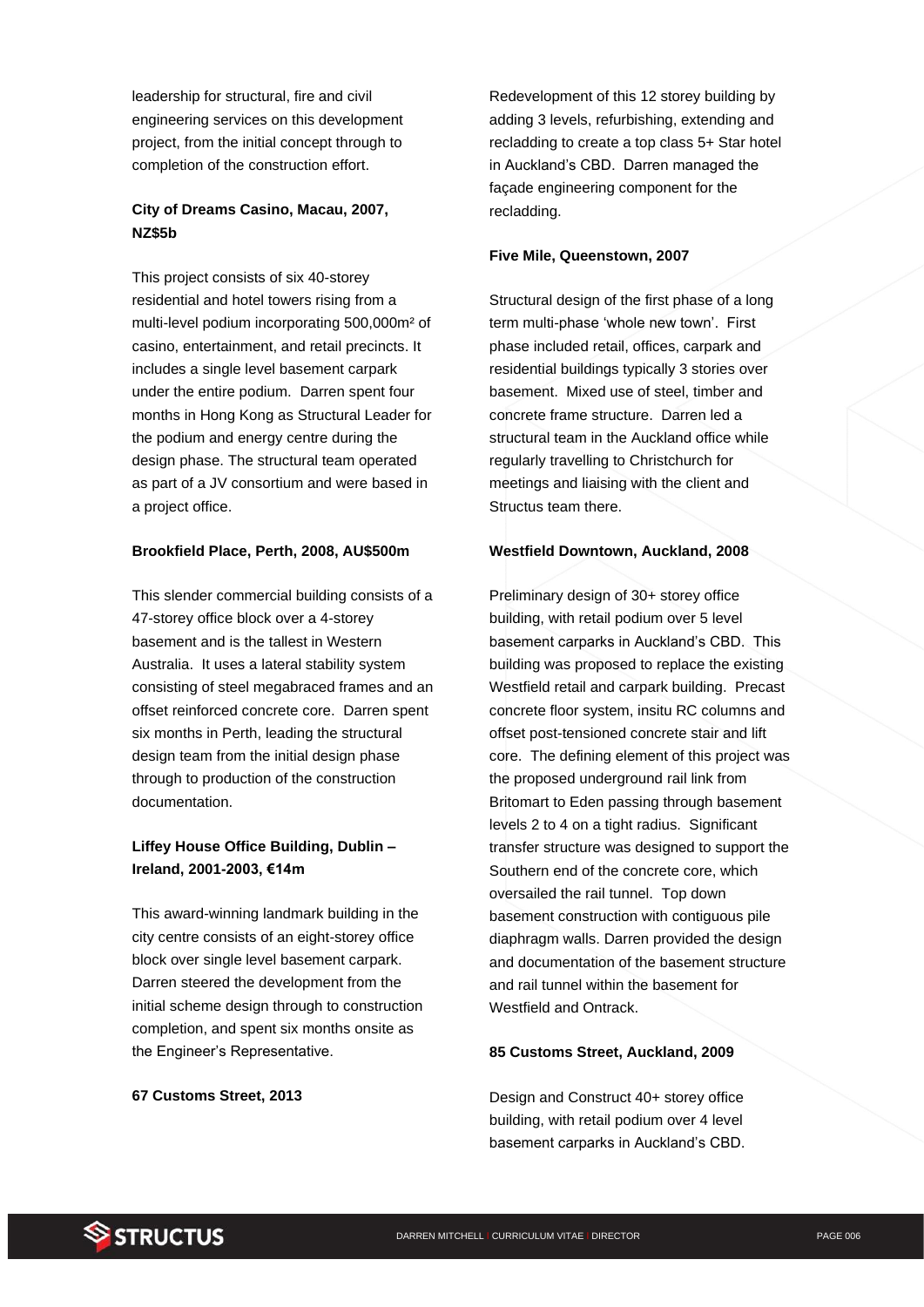leadership for structural, fire and civil engineering services on this development project, from the initial concept through to completion of the construction effort.

**City of Dreams Casino, Macau, 2007, NZ$5b**

This project consists of six 40-storey residential and hotel towers rising from a multi-level podium incorporating 500,000m² of casino, entertainment, and retail precincts. It includes a single level basement carpark under the entire podium. Darren spent four months in Hong Kong as Structural Leader for the podium and energy centre during the design phase. The structural team operated as part of a JV consortium and were based in a project office.

**Brookfield Place, Perth, 2008, AU$500m**

This slender commercial building consists of a 47-storey office block over a 4-storey basement and is the tallest in Western Australia. It uses a lateral stability system consisting of steel megabraced frames and an offset reinforced concrete core. Darren spent six months in Perth, leading the structural design team from the initial design phase through to production of the construction documentation.

**Liffey House Office Building, Dublin – Ireland, 2001-2003, €14m**

This award-winning landmark building in the city centre consists of an eight-storey office block over single level basement carpark. Darren steered the development from the initial scheme design through to construction completion, and spent six months onsite as the Engineer's Representative.

**67 Customs Street, 2013**

Redevelopment of this 12 storey building by adding 3 levels, refurbishing, extending and recladding to create a top class 5+ Star hotel in Auckland's CBD. Darren managed the façade engineering component for the recladding.

**Five Mile, Queenstown, 2007**

Structural design of the first phase of a long term multi-phase 'whole new town'. First phase included retail, offices, carpark and residential buildings typically 3 stories over basement. Mixed use of steel, timber and concrete frame structure. Darren led a structural team in the Auckland office while regularly travelling to Christchurch for meetings and liaising with the client and Structus team there.

**Westfield Downtown, Auckland, 2008**

Preliminary design of 30+ storey office building, with retail podium over 5 level basement carparks in Auckland's CBD. This building was proposed to replace the existing Westfield retail and carpark building. Precast concrete floor system, insitu RC columns and offset post-tensioned concrete stair and lift core. The defining element of this project was the proposed underground rail link from Britomart to Eden passing through basement levels 2 to 4 on a tight radius. Significant transfer structure was designed to support the Southern end of the concrete core, which oversailed the rail tunnel. Top down basement construction with contiguous pile diaphragm walls. Darren provided the design and documentation of the basement structure and rail tunnel within the basement for Westfield and Ontrack.

**85 Customs Street, Auckland, 2009**

Design and Construct 40+ storey office building, with retail podium over 4 level basement carparks in Auckland's CBD.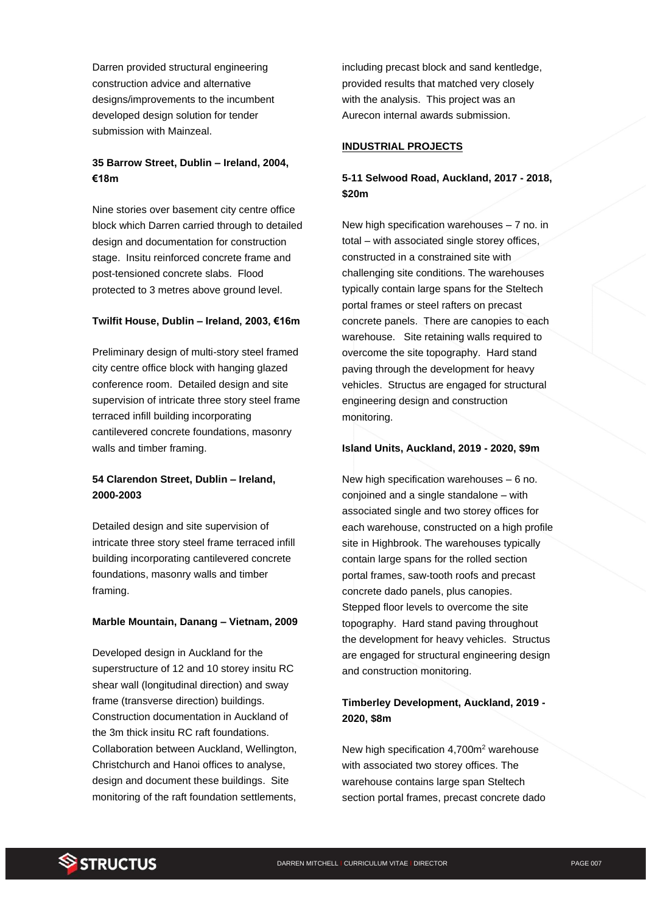Darren provided structural engineering construction advice and alternative designs/improvements to the incumbent developed design solution for tender submission with Mainzeal.

**35 Barrow Street, Dublin – Ireland, 2004, €18m**

Nine stories over basement city centre office block which Darren carried through to detailed design and documentation for construction stage. Insitu reinforced concrete frame and post-tensioned concrete slabs. Flood protected to 3 metres above ground level.

**Twilfit House, Dublin – Ireland, 2003, €16m**

Preliminary design of multi-story steel framed city centre office block with hanging glazed conference room. Detailed design and site supervision of intricate three story steel frame terraced infill building incorporating cantilevered concrete foundations, masonry walls and timber framing.

**54 Clarendon Street, Dublin – Ireland, 2000-2003**

Detailed design and site supervision of intricate three story steel frame terraced infill building incorporating cantilevered concrete foundations, masonry walls and timber framing.

**Marble Mountain, Danang – Vietnam, 2009**

Developed design in Auckland for the superstructure of 12 and 10 storey insitu RC shear wall (longitudinal direction) and sway frame (transverse direction) buildings. Construction documentation in Auckland of the 3m thick insitu RC raft foundations. Collaboration between Auckland, Wellington, Christchurch and Hanoi offices to analyse, design and document these buildings. Site monitoring of the raft foundation settlements, including precast block and sand kentledge, provided results that matched very closely with the analysis. This project was an Aurecon internal awards submission.

**INDUSTRIAL PROJECTS**

**5-11 Selwood Road, Auckland, 2017 - 2018, $20m**

New high specification warehouses – 7 no. in total – with associated single storey offices, constructed in a constrained site with challenging site conditions. The warehouses typically contain large spans for the Steltech portal frames or steel rafters on precast concrete panels. There are canopies to each warehouse. Site retaining walls required to overcome the site topography. Hard stand paving through the development for heavy vehicles. Structus are engaged for structural engineering design and construction monitoring.

**Island Units, Auckland, 2019 - 2020, $9m**

New high specification warehouses – 6 no. conjoined and a single standalone – with associated single and two storey offices for each warehouse, constructed on a high profile site in Highbrook. The warehouses typically contain large spans for the rolled section portal frames, saw-tooth roofs and precast concrete dado panels, plus canopies. Stepped floor levels to overcome the site topography. Hard stand paving throughout the development for heavy vehicles. Structus are engaged for structural engineering design and construction monitoring.

**Timberley Development, Auckland, 2019 - 2020, $8m**

New high specification 4,700m$^2$ warehouse with associated two storey offices. The warehouse contains large span Steltech section portal frames, precast concrete dado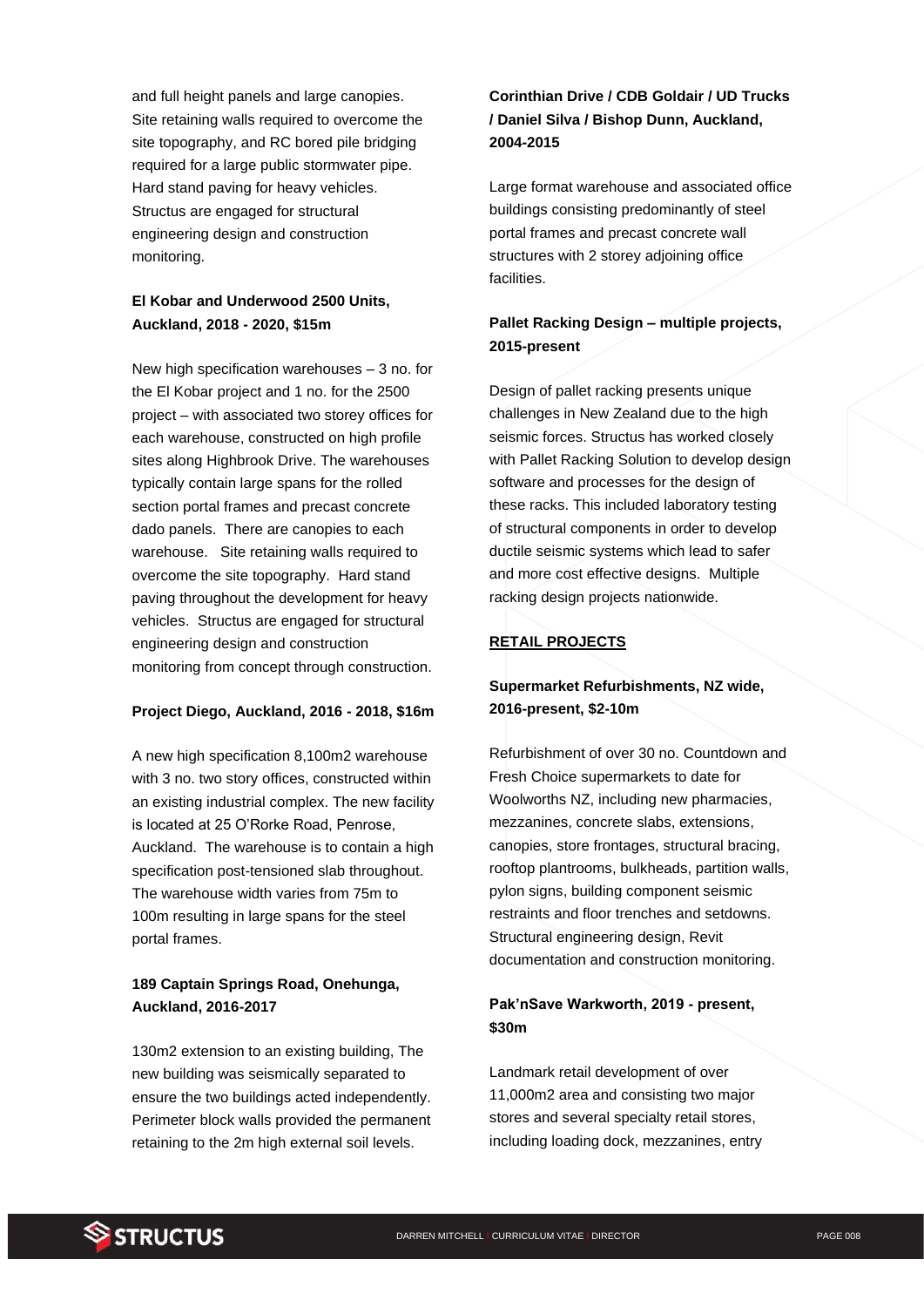and full height panels and large canopies. Site retaining walls required to overcome the site topography, and RC bored pile bridging required for a large public stormwater pipe. Hard stand paving for heavy vehicles. Structus are engaged for structural engineering design and construction monitoring.

**El Kobar and Underwood 2500 Units, Auckland, 2018 - 2020, $15m**

New high specification warehouses – 3 no. for the El Kobar project and 1 no. for the 2500 project – with associated two storey offices for each warehouse, constructed on high profile sites along Highbrook Drive. The warehouses typically contain large spans for the rolled section portal frames and precast concrete dado panels. There are canopies to each warehouse. Site retaining walls required to overcome the site topography. Hard stand paving throughout the development for heavy vehicles. Structus are engaged for structural engineering design and construction monitoring from concept through construction.

**Project Diego, Auckland, 2016 - 2018, $16m**

A new high specification 8,100m2 warehouse with 3 no. two story offices, constructed within an existing industrial complex. The new facility is located at 25 O'Rorke Road, Penrose, Auckland. The warehouse is to contain a high specification post-tensioned slab throughout. The warehouse width varies from 75m to 100m resulting in large spans for the steel portal frames.

**189 Captain Springs Road, Onehunga, Auckland, 2016-2017**

130m2 extension to an existing building, The new building was seismically separated to ensure the two buildings acted independently. Perimeter block walls provided the permanent retaining to the 2m high external soil levels.

**Corinthian Drive / CDB Goldair / UD Trucks / Daniel Silva / Bishop Dunn, Auckland, 2004-2015**

Large format warehouse and associated office buildings consisting predominantly of steel portal frames and precast concrete wall structures with 2 storey adjoining office facilities.

**Pallet Racking Design – multiple projects, 2015-present**

Design of pallet racking presents unique challenges in New Zealand due to the high seismic forces. Structus has worked closely with Pallet Racking Solution to develop design software and processes for the design of these racks. This included laboratory testing of structural components in order to develop ductile seismic systems which lead to safer and more cost effective designs. Multiple racking design projects nationwide.

**RETAIL PROJECTS**

**Supermarket Refurbishments, NZ wide, 2016-present, $2-10m**

Refurbishment of over 30 no. Countdown and Fresh Choice supermarkets to date for Woolworths NZ, including new pharmacies, mezzanines, concrete slabs, extensions, canopies, store frontages, structural bracing, rooftop plantrooms, bulkheads, partition walls, pylon signs, building component seismic restraints and floor trenches and setdowns. Structural engineering design, Revit documentation and construction monitoring.

**Pak'nSave Warkworth, 2019 - present, $30m**

Landmark retail development of over 11,000m2 area and consisting two major stores and several specialty retail stores, including loading dock, mezzanines, entry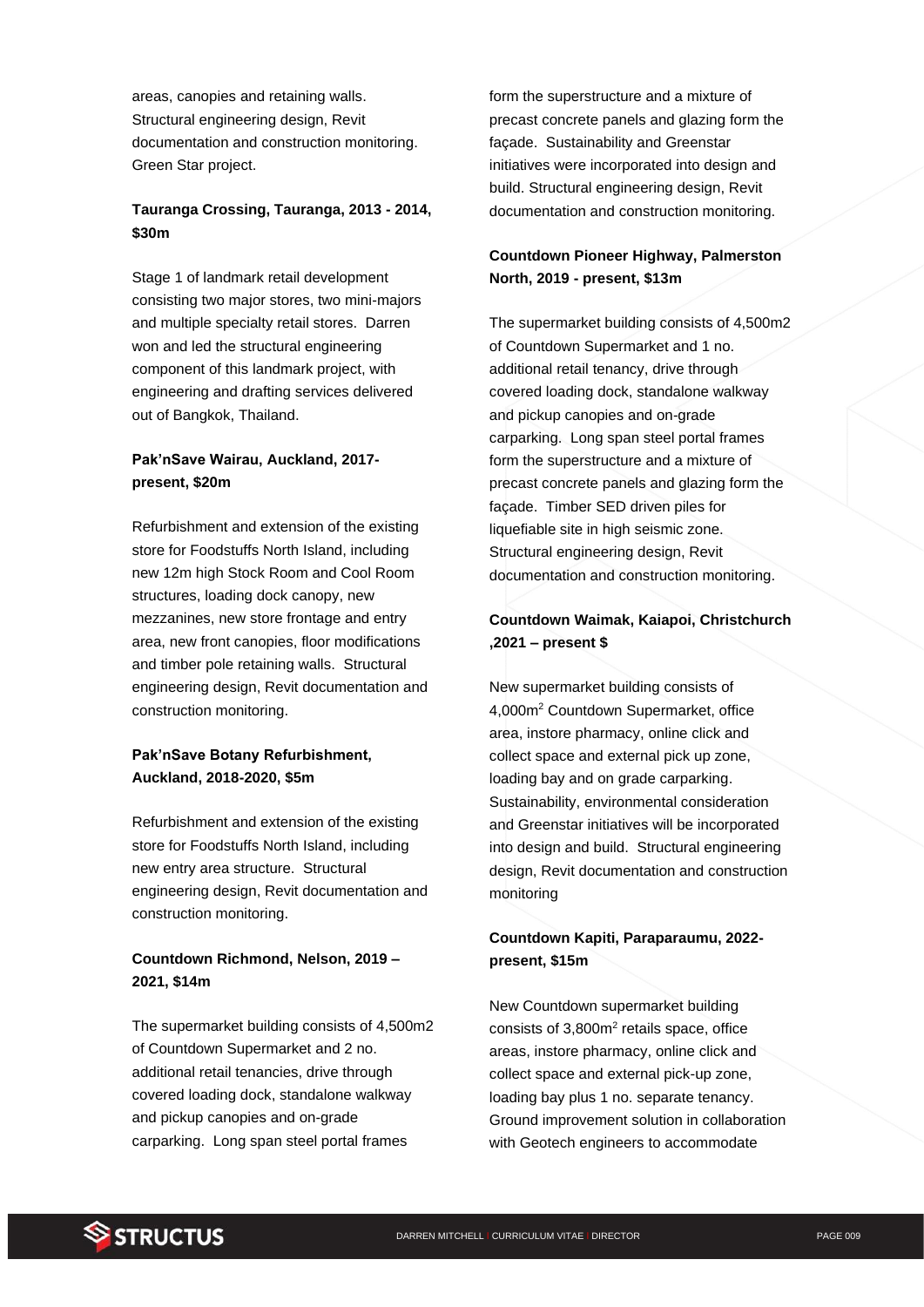areas, canopies and retaining walls. Structural engineering design, Revit documentation and construction monitoring. Green Star project.

**Tauranga Crossing, Tauranga, 2013 - 2014, $30m**

Stage 1 of landmark retail development consisting two major stores, two mini-majors and multiple specialty retail stores. Darren won and led the structural engineering component of this landmark project, with engineering and drafting services delivered out of Bangkok, Thailand.

**Pak'nSave Wairau, Auckland, 2017-present, $20m**

Refurbishment and extension of the existing store for Foodstuffs North Island, including new 12m high Stock Room and Cool Room structures, loading dock canopy, new mezzanines, new store frontage and entry area, new front canopies, floor modifications and timber pole retaining walls. Structural engineering design, Revit documentation and construction monitoring.

**Pak'nSave Botany Refurbishment, Auckland, 2018-2020, $5m**

Refurbishment and extension of the existing store for Foodstuffs North Island, including new entry area structure. Structural engineering design, Revit documentation and construction monitoring.

**Countdown Richmond, Nelson, 2019 – 2021, $14m**

The supermarket building consists of 4,500m2 of Countdown Supermarket and 2 no. additional retail tenancies, drive through covered loading dock, standalone walkway and pickup canopies and on-grade carparking. Long span steel portal frames form the superstructure and a mixture of precast concrete panels and glazing form the façade. Sustainability and Greenstar initiatives were incorporated into design and build. Structural engineering design, Revit documentation and construction monitoring.

**Countdown Pioneer Highway, Palmerston North, 2019 - present, $13m**

The supermarket building consists of 4,500m2 of Countdown Supermarket and 1 no. additional retail tenancy, drive through covered loading dock, standalone walkway and pickup canopies and on-grade carparking. Long span steel portal frames form the superstructure and a mixture of precast concrete panels and glazing form the façade. Timber SED driven piles for liquefiable site in high seismic zone. Structural engineering design, Revit documentation and construction monitoring.

**Countdown Waimak, Kaiapoi, Christchurch ,2021 – present $**

New supermarket building consists of 4,000m$^2$ Countdown Supermarket, office area, instore pharmacy, online click and collect space and external pick up zone, loading bay and on grade carparking. Sustainability, environmental consideration and Greenstar initiatives will be incorporated into design and build. Structural engineering design, Revit documentation and construction monitoring

**Countdown Kapiti, Paraparaumu, 2022-present, $15m**

New Countdown supermarket building consists of 3,800m$^2$ retails space, office areas, instore pharmacy, online click and collect space and external pick-up zone, loading bay plus 1 no. separate tenancy. Ground improvement solution in collaboration with Geotech engineers to accommodate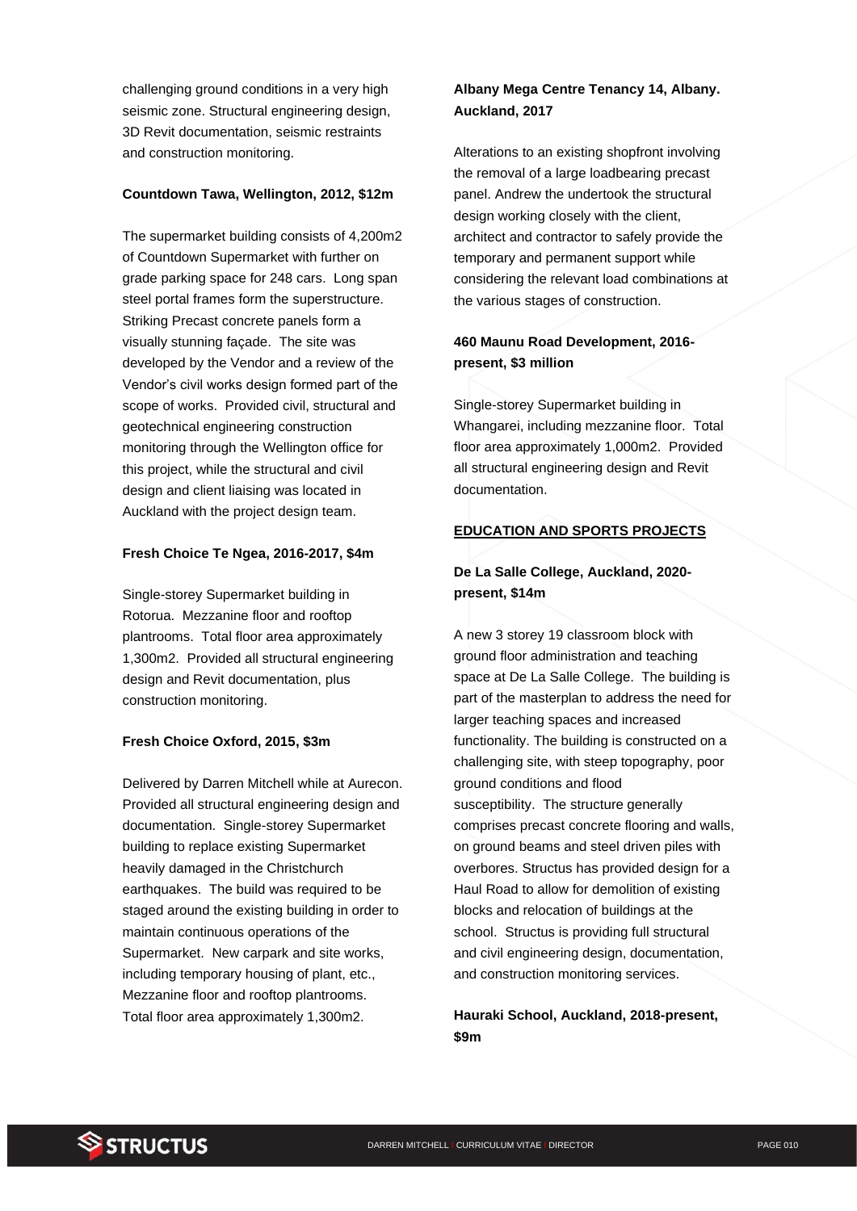challenging ground conditions in a very high seismic zone. Structural engineering design, 3D Revit documentation, seismic restraints and construction monitoring.

**Countdown Tawa, Wellington, 2012, $12m**

The supermarket building consists of 4,200m2 of Countdown Supermarket with further on grade parking space for 248 cars. Long span steel portal frames form the superstructure. Striking Precast concrete panels form a visually stunning façade. The site was developed by the Vendor and a review of the Vendor's civil works design formed part of the scope of works. Provided civil, structural and geotechnical engineering construction monitoring through the Wellington office for this project, while the structural and civil design and client liaising was located in Auckland with the project design team.

**Fresh Choice Te Ngea, 2016-2017, $4m**

Single-storey Supermarket building in Rotorua. Mezzanine floor and rooftop plantrooms. Total floor area approximately 1,300m2. Provided all structural engineering design and Revit documentation, plus construction monitoring.

**Fresh Choice Oxford, 2015, $3m**

Delivered by Darren Mitchell while at Aurecon. Provided all structural engineering design and documentation. Single-storey Supermarket building to replace existing Supermarket heavily damaged in the Christchurch earthquakes. The build was required to be staged around the existing building in order to maintain continuous operations of the Supermarket. New carpark and site works, including temporary housing of plant, etc., Mezzanine floor and rooftop plantrooms. Total floor area approximately 1,300m2.

**Albany Mega Centre Tenancy 14, Albany. Auckland, 2017**

Alterations to an existing shopfront involving the removal of a large loadbearing precast panel. Andrew the undertook the structural design working closely with the client, architect and contractor to safely provide the temporary and permanent support while considering the relevant load combinations at the various stages of construction.

**460 Maunu Road Development, 2016-present, $3 million**

Single-storey Supermarket building in Whangarei, including mezzanine floor. Total floor area approximately 1,000m2. Provided all structural engineering design and Revit documentation.

## EDUCATION AND SPORTS PROJECTS

**De La Salle College, Auckland, 2020-present, $14m**

A new 3 storey 19 classroom block with ground floor administration and teaching space at De La Salle College. The building is part of the masterplan to address the need for larger teaching spaces and increased functionality. The building is constructed on a challenging site, with steep topography, poor ground conditions and flood susceptibility. The structure generally comprises precast concrete flooring and walls, on ground beams and steel driven piles with overbores. Structus has provided design for a Haul Road to allow for demolition of existing blocks and relocation of buildings at the school. Structus is providing full structural and civil engineering design, documentation, and construction monitoring services.

**Hauraki School, Auckland, 2018-present, $9m**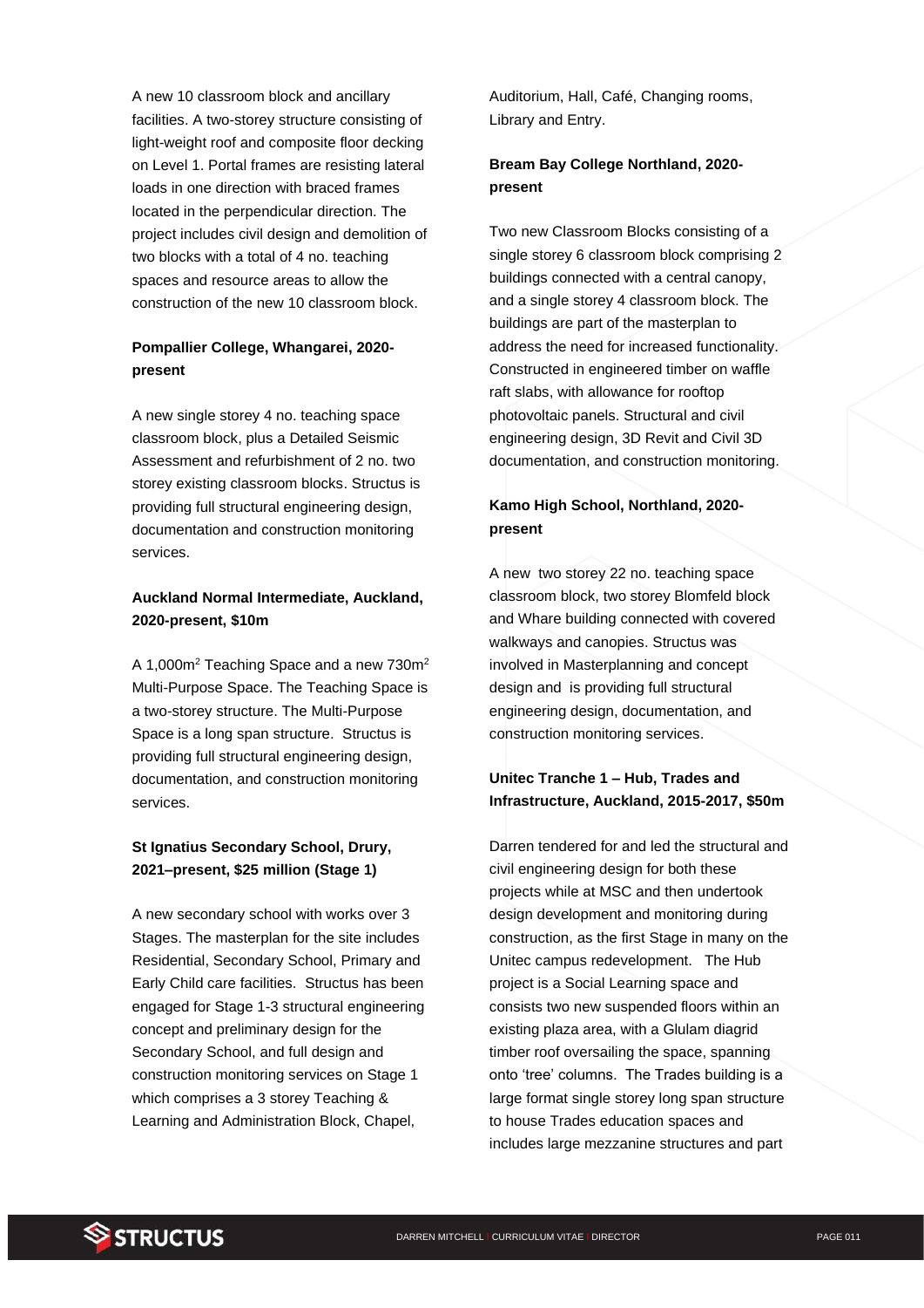A new 10 classroom block and ancillary facilities. A two-storey structure consisting of light-weight roof and composite floor decking on Level 1. Portal frames are resisting lateral loads in one direction with braced frames located in the perpendicular direction. The project includes civil design and demolition of two blocks with a total of 4 no. teaching spaces and resource areas to allow the construction of the new 10 classroom block.

**Pompallier College, Whangarei, 2020-present**

A new single storey 4 no. teaching space classroom block, plus a Detailed Seismic Assessment and refurbishment of 2 no. two storey existing classroom blocks. Structus is providing full structural engineering design, documentation and construction monitoring services.

**Auckland Normal Intermediate, Auckland, 2020-present, $10m**

A 1,000m$^2$ Teaching Space and a new 730m$^2$ Multi-Purpose Space. The Teaching Space is a two-storey structure. The Multi-Purpose Space is a long span structure. Structus is providing full structural engineering design, documentation, and construction monitoring services.

**St Ignatius Secondary School, Drury, 2021–present, $25 million (Stage 1)**

A new secondary school with works over 3 Stages. The masterplan for the site includes Residential, Secondary School, Primary and Early Child care facilities. Structus has been engaged for Stage 1-3 structural engineering concept and preliminary design for the Secondary School, and full design and construction monitoring services on Stage 1 which comprises a 3 storey Teaching & Learning and Administration Block, Chapel, Auditorium, Hall, Café, Changing rooms, Library and Entry.

**Bream Bay College Northland, 2020-present**

Two new Classroom Blocks consisting of a single storey 6 classroom block comprising 2 buildings connected with a central canopy, and a single storey 4 classroom block. The buildings are part of the masterplan to address the need for increased functionality. Constructed in engineered timber on waffle raft slabs, with allowance for rooftop photovoltaic panels. Structural and civil engineering design, 3D Revit and Civil 3D documentation, and construction monitoring.

**Kamo High School, Northland, 2020-present**

A new two storey 22 no. teaching space classroom block, two storey Blomfeld block and Whare building connected with covered walkways and canopies. Structus was involved in Masterplanning and concept design and is providing full structural engineering design, documentation, and construction monitoring services.

**Unitec Tranche 1 – Hub, Trades and Infrastructure, Auckland, 2015-2017, $50m**

Darren tendered for and led the structural and civil engineering design for both these projects while at MSC and then undertook design development and monitoring during construction, as the first Stage in many on the Unitec campus redevelopment. The Hub project is a Social Learning space and consists two new suspended floors within an existing plaza area, with a Glulam diagrid timber roof oversailing the space, spanning onto 'tree' columns. The Trades building is a large format single storey long span structure to house Trades education spaces and includes large mezzanine structures and part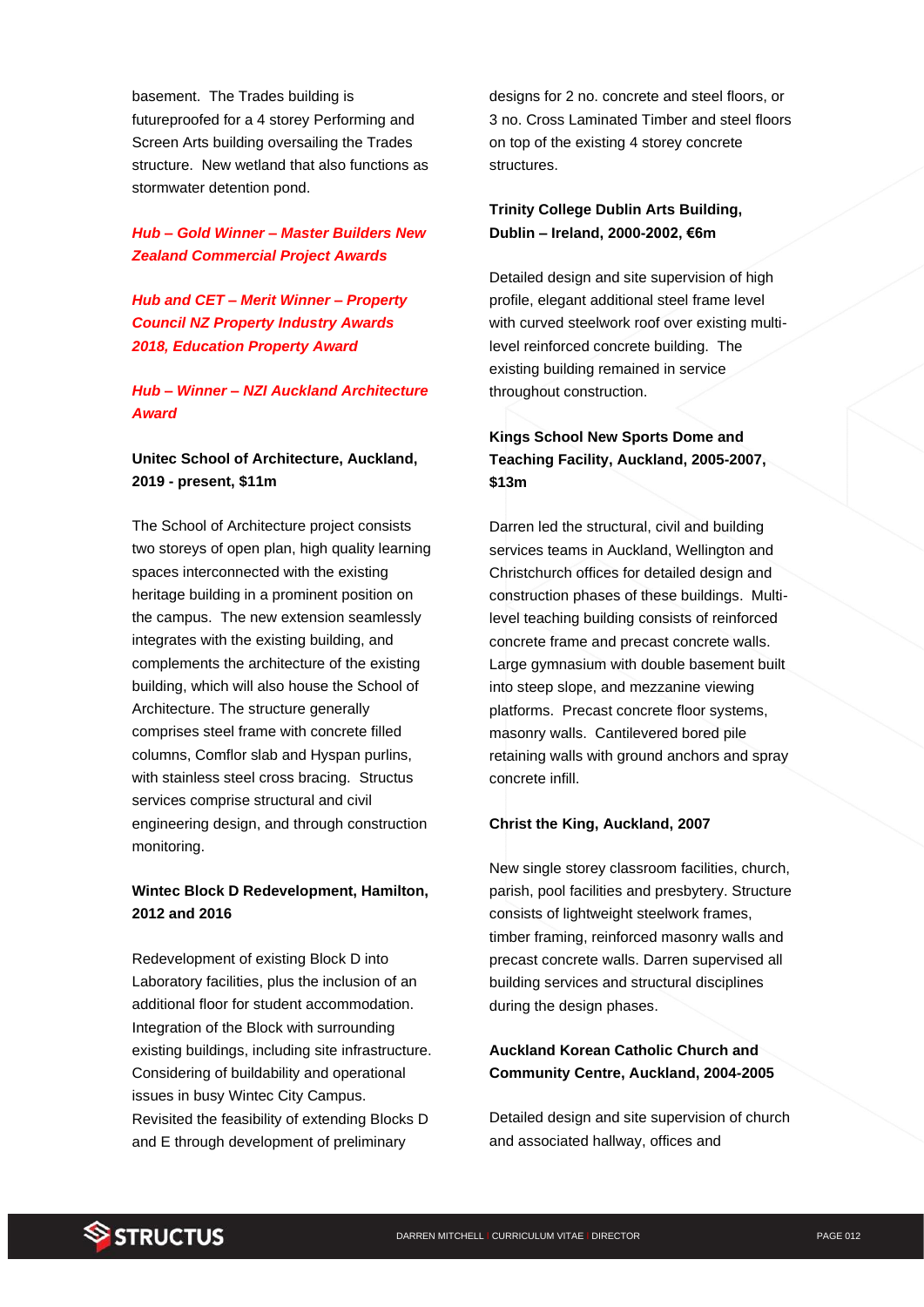basement. The Trades building is futureproofed for a 4 storey Performing and Screen Arts building oversailing the Trades structure. New wetland that also functions as stormwater detention pond.

***Hub – Gold Winner – Master Builders New Zealand Commercial Project Awards***

***Hub and CET – Merit Winner – Property Council NZ Property Industry Awards 2018, Education Property Award***

***Hub – Winner – NZI Auckland Architecture Award***

**Unitec School of Architecture, Auckland, 2019 - present, $11m**

The School of Architecture project consists two storeys of open plan, high quality learning spaces interconnected with the existing heritage building in a prominent position on the campus. The new extension seamlessly integrates with the existing building, and complements the architecture of the existing building, which will also house the School of Architecture. The structure generally comprises steel frame with concrete filled columns, Comflor slab and Hyspan purlins, with stainless steel cross bracing. Structus services comprise structural and civil engineering design, and through construction monitoring.

**Wintec Block D Redevelopment, Hamilton, 2012 and 2016**

Redevelopment of existing Block D into Laboratory facilities, plus the inclusion of an additional floor for student accommodation. Integration of the Block with surrounding existing buildings, including site infrastructure. Considering of buildability and operational issues in busy Wintec City Campus. Revisited the feasibility of extending Blocks D and E through development of preliminary designs for 2 no. concrete and steel floors, or 3 no. Cross Laminated Timber and steel floors on top of the existing 4 storey concrete structures.

**Trinity College Dublin Arts Building, Dublin – Ireland, 2000-2002, €6m**

Detailed design and site supervision of high profile, elegant additional steel frame level with curved steelwork roof over existing multi-level reinforced concrete building. The existing building remained in service throughout construction.

**Kings School New Sports Dome and Teaching Facility, Auckland, 2005-2007, $13m**

Darren led the structural, civil and building services teams in Auckland, Wellington and Christchurch offices for detailed design and construction phases of these buildings. Multi-level teaching building consists of reinforced concrete frame and precast concrete walls. Large gymnasium with double basement built into steep slope, and mezzanine viewing platforms. Precast concrete floor systems, masonry walls. Cantilevered bored pile retaining walls with ground anchors and spray concrete infill.

**Christ the King, Auckland, 2007**

New single storey classroom facilities, church, parish, pool facilities and presbytery. Structure consists of lightweight steelwork frames, timber framing, reinforced masonry walls and precast concrete walls. Darren supervised all building services and structural disciplines during the design phases.

**Auckland Korean Catholic Church and Community Centre, Auckland, 2004-2005**

Detailed design and site supervision of church and associated hallway, offices and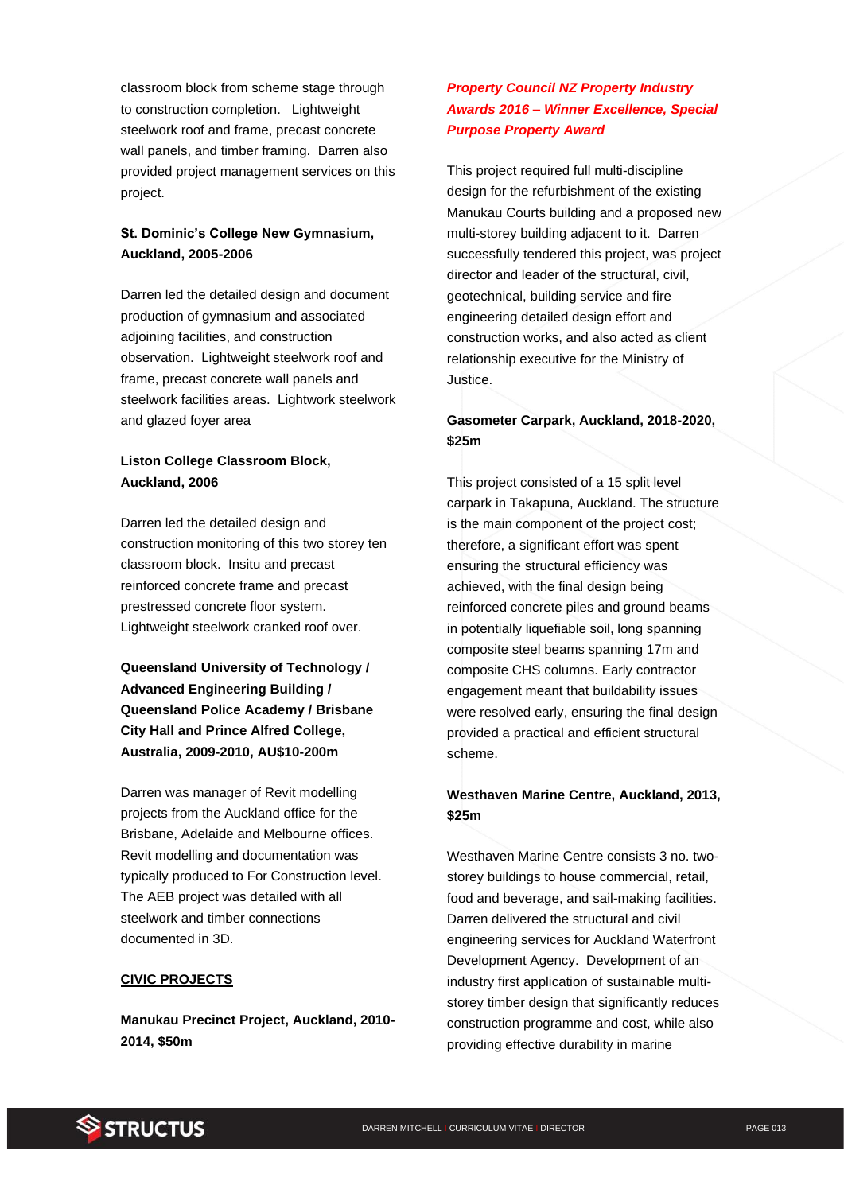classroom block from scheme stage through to construction completion. Lightweight steelwork roof and frame, precast concrete wall panels, and timber framing. Darren also provided project management services on this project.

**St. Dominic's College New Gymnasium, Auckland, 2005-2006**

Darren led the detailed design and document production of gymnasium and associated adjoining facilities, and construction observation. Lightweight steelwork roof and frame, precast concrete wall panels and steelwork facilities areas. Lightwork steelwork and glazed foyer area

**Liston College Classroom Block, Auckland, 2006**

Darren led the detailed design and construction monitoring of this two storey ten classroom block. Insitu and precast reinforced concrete frame and precast prestressed concrete floor system. Lightweight steelwork cranked roof over.

**Queensland University of Technology / Advanced Engineering Building / Queensland Police Academy / Brisbane City Hall and Prince Alfred College, Australia, 2009-2010, AU$10-200m**

Darren was manager of Revit modelling projects from the Auckland office for the Brisbane, Adelaide and Melbourne offices. Revit modelling and documentation was typically produced to For Construction level. The AEB project was detailed with all steelwork and timber connections documented in 3D.

## CIVIC PROJECTS

**Manukau Precinct Project, Auckland, 2010-2014, $50m**

***Property Council NZ Property Industry Awards 2016 – Winner Excellence, Special Purpose Property Award***

This project required full multi-discipline design for the refurbishment of the existing Manukau Courts building and a proposed new multi-storey building adjacent to it. Darren successfully tendered this project, was project director and leader of the structural, civil, geotechnical, building service and fire engineering detailed design effort and construction works, and also acted as client relationship executive for the Ministry of Justice.

**Gasometer Carpark, Auckland, 2018-2020, $25m**

This project consisted of a 15 split level carpark in Takapuna, Auckland. The structure is the main component of the project cost; therefore, a significant effort was spent ensuring the structural efficiency was achieved, with the final design being reinforced concrete piles and ground beams in potentially liquefiable soil, long spanning composite steel beams spanning 17m and composite CHS columns. Early contractor engagement meant that buildability issues were resolved early, ensuring the final design provided a practical and efficient structural scheme.

**Westhaven Marine Centre, Auckland, 2013, $25m**

Westhaven Marine Centre consists 3 no. two-storey buildings to house commercial, retail, food and beverage, and sail-making facilities. Darren delivered the structural and civil engineering services for Auckland Waterfront Development Agency. Development of an industry first application of sustainable multi-storey timber design that significantly reduces construction programme and cost, while also providing effective durability in marine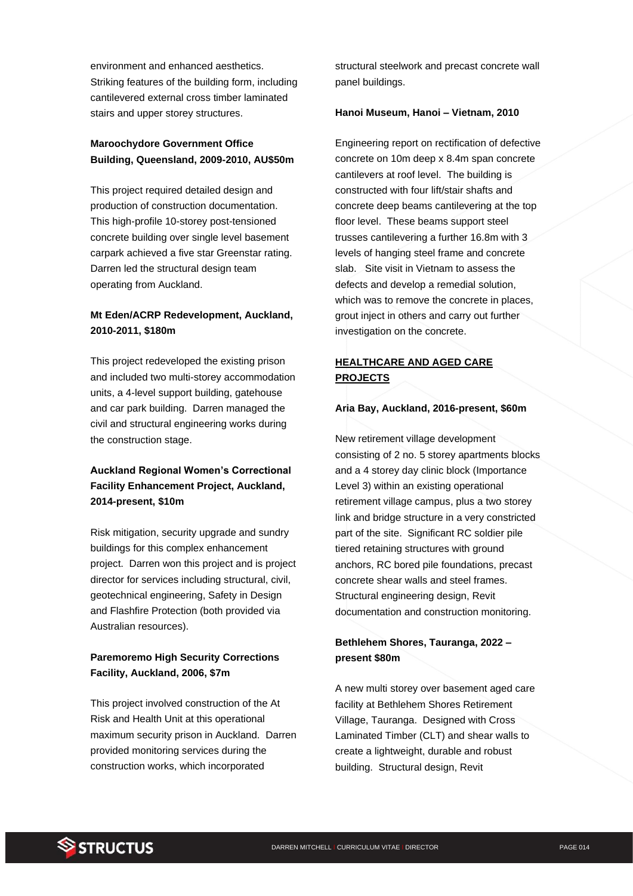environment and enhanced aesthetics. Striking features of the building form, including cantilevered external cross timber laminated stairs and upper storey structures.

**Maroochydore Government Office Building, Queensland, 2009-2010, AU$50m**

This project required detailed design and production of construction documentation. This high-profile 10-storey post-tensioned concrete building over single level basement carpark achieved a five star Greenstar rating. Darren led the structural design team operating from Auckland.

**Mt Eden/ACRP Redevelopment, Auckland, 2010-2011, $180m**

This project redeveloped the existing prison and included two multi-storey accommodation units, a 4-level support building, gatehouse and car park building. Darren managed the civil and structural engineering works during the construction stage.

**Auckland Regional Women's Correctional Facility Enhancement Project, Auckland, 2014-present, $10m**

Risk mitigation, security upgrade and sundry buildings for this complex enhancement project. Darren won this project and is project director for services including structural, civil, geotechnical engineering, Safety in Design and Flashfire Protection (both provided via Australian resources).

**Paremoremo High Security Corrections Facility, Auckland, 2006, $7m**

This project involved construction of the At Risk and Health Unit at this operational maximum security prison in Auckland. Darren provided monitoring services during the construction works, which incorporated structural steelwork and precast concrete wall panel buildings.

**Hanoi Museum, Hanoi – Vietnam, 2010**

Engineering report on rectification of defective concrete on 10m deep x 8.4m span concrete cantilevers at roof level. The building is constructed with four lift/stair shafts and concrete deep beams cantilevering at the top floor level. These beams support steel trusses cantilevering a further 16.8m with 3 levels of hanging steel frame and concrete slab. Site visit in Vietnam to assess the defects and develop a remedial solution, which was to remove the concrete in places, grout inject in others and carry out further investigation on the concrete.

## HEALTHCARE AND AGED CARE PROJECTS

**Aria Bay, Auckland, 2016-present, $60m**

New retirement village development consisting of 2 no. 5 storey apartments blocks and a 4 storey day clinic block (Importance Level 3) within an existing operational retirement village campus, plus a two storey link and bridge structure in a very constricted part of the site. Significant RC soldier pile tiered retaining structures with ground anchors, RC bored pile foundations, precast concrete shear walls and steel frames. Structural engineering design, Revit documentation and construction monitoring.

**Bethlehem Shores, Tauranga, 2022 – present $80m**

A new multi storey over basement aged care facility at Bethlehem Shores Retirement Village, Tauranga. Designed with Cross Laminated Timber (CLT) and shear walls to create a lightweight, durable and robust building. Structural design, Revit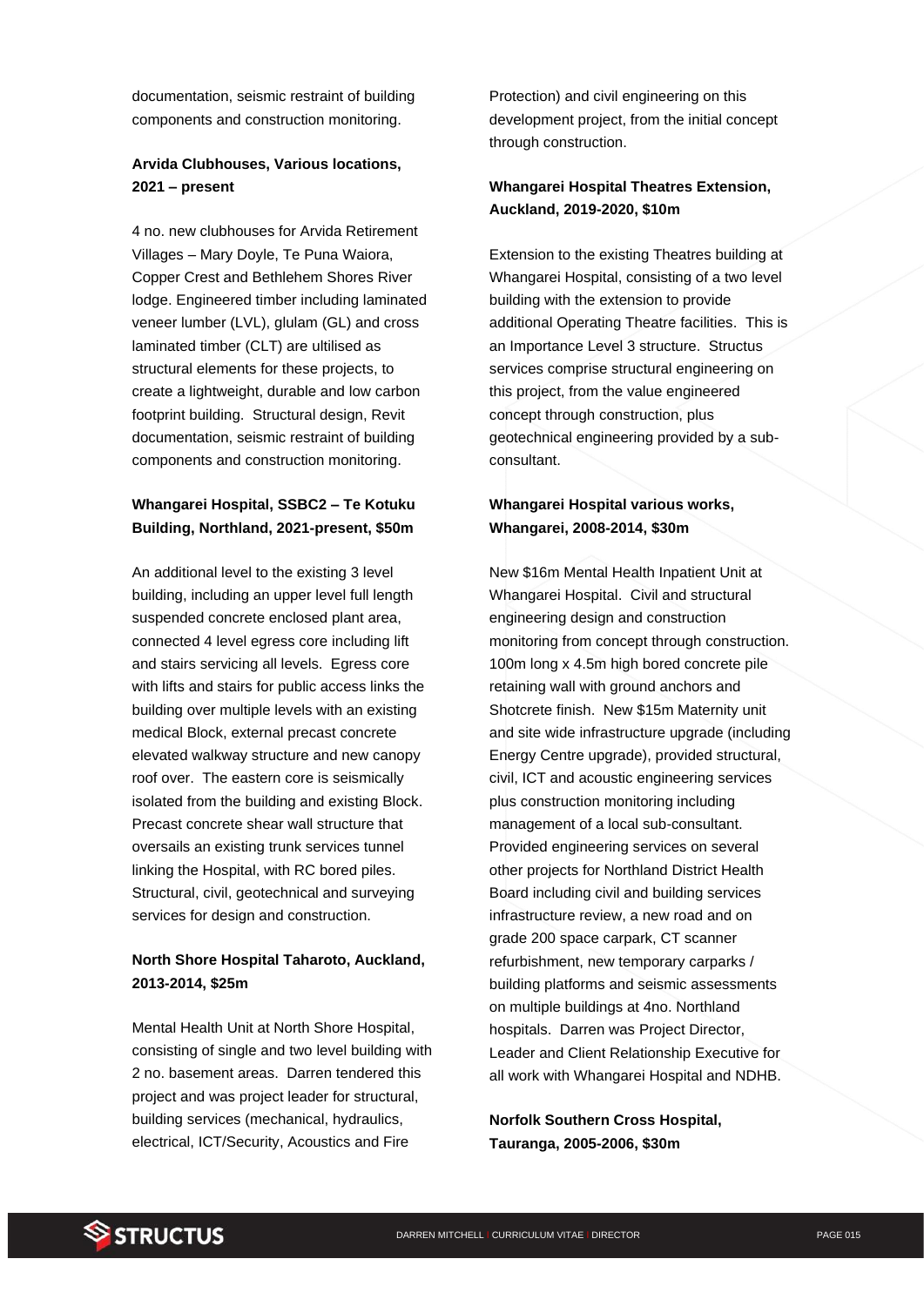documentation, seismic restraint of building components and construction monitoring.

**Arvida Clubhouses, Various locations, 2021 – present**

4 no. new clubhouses for Arvida Retirement Villages – Mary Doyle, Te Puna Waiora, Copper Crest and Bethlehem Shores River lodge. Engineered timber including laminated veneer lumber (LVL), glulam (GL) and cross laminated timber (CLT) are ultilised as structural elements for these projects, to create a lightweight, durable and low carbon footprint building. Structural design, Revit documentation, seismic restraint of building components and construction monitoring.

**Whangarei Hospital, SSBC2 – Te Kotuku Building, Northland, 2021-present, $50m**

An additional level to the existing 3 level building, including an upper level full length suspended concrete enclosed plant area, connected 4 level egress core including lift and stairs servicing all levels. Egress core with lifts and stairs for public access links the building over multiple levels with an existing medical Block, external precast concrete elevated walkway structure and new canopy roof over. The eastern core is seismically isolated from the building and existing Block. Precast concrete shear wall structure that oversails an existing trunk services tunnel linking the Hospital, with RC bored piles. Structural, civil, geotechnical and surveying services for design and construction.

**North Shore Hospital Taharoto, Auckland, 2013-2014, $25m**

Mental Health Unit at North Shore Hospital, consisting of single and two level building with 2 no. basement areas. Darren tendered this project and was project leader for structural, building services (mechanical, hydraulics, electrical, ICT/Security, Acoustics and Fire Protection) and civil engineering on this development project, from the initial concept through construction.

**Whangarei Hospital Theatres Extension, Auckland, 2019-2020, $10m**

Extension to the existing Theatres building at Whangarei Hospital, consisting of a two level building with the extension to provide additional Operating Theatre facilities. This is an Importance Level 3 structure. Structus services comprise structural engineering on this project, from the value engineered concept through construction, plus geotechnical engineering provided by a sub-consultant.

**Whangarei Hospital various works, Whangarei, 2008-2014, $30m**

New $16m Mental Health Inpatient Unit at Whangarei Hospital. Civil and structural engineering design and construction monitoring from concept through construction. 100m long x 4.5m high bored concrete pile retaining wall with ground anchors and Shotcrete finish. New $15m Maternity unit and site wide infrastructure upgrade (including Energy Centre upgrade), provided structural, civil, ICT and acoustic engineering services plus construction monitoring including management of a local sub-consultant. Provided engineering services on several other projects for Northland District Health Board including civil and building services infrastructure review, a new road and on grade 200 space carpark, CT scanner refurbishment, new temporary carparks / building platforms and seismic assessments on multiple buildings at 4no. Northland hospitals. Darren was Project Director, Leader and Client Relationship Executive for all work with Whangarei Hospital and NDHB.

**Norfolk Southern Cross Hospital, Tauranga, 2005-2006, $30m**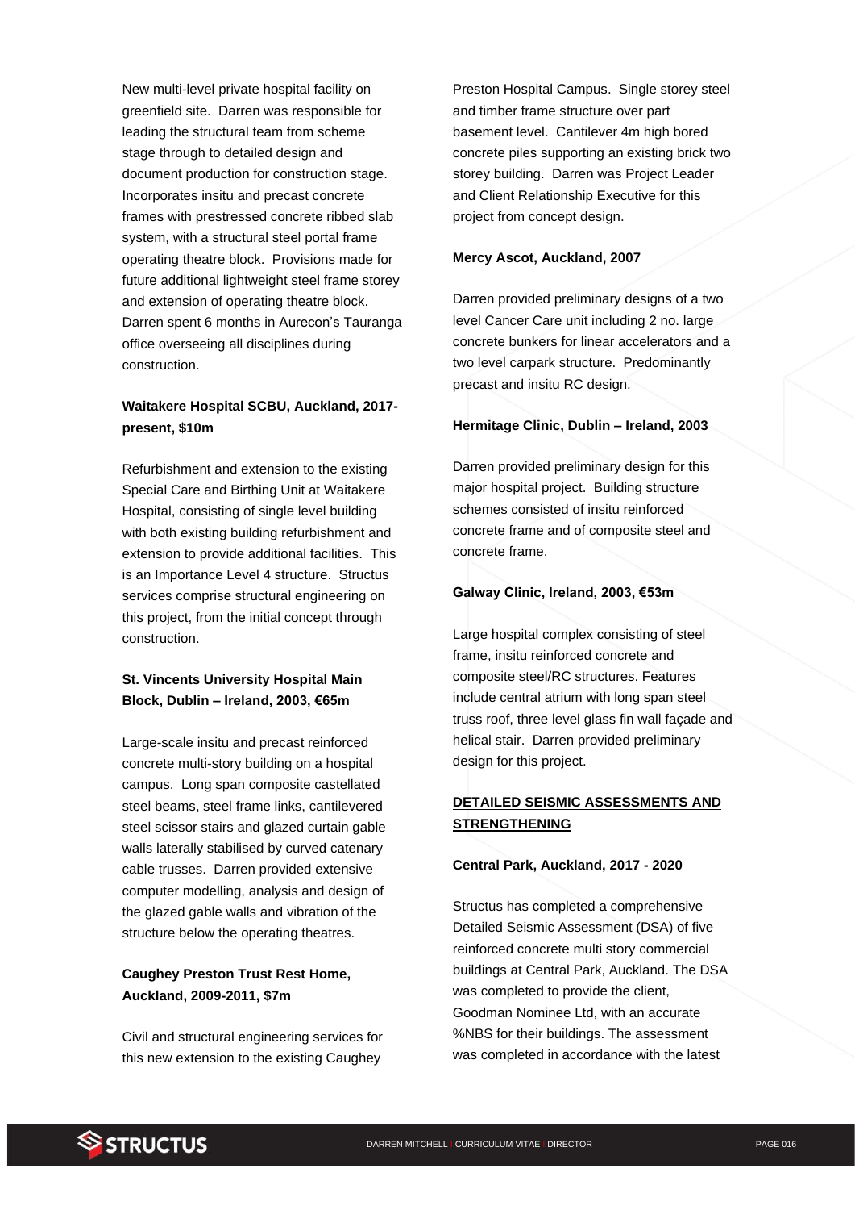New multi-level private hospital facility on greenfield site. Darren was responsible for leading the structural team from scheme stage through to detailed design and document production for construction stage. Incorporates insitu and precast concrete frames with prestressed concrete ribbed slab system, with a structural steel portal frame operating theatre block. Provisions made for future additional lightweight steel frame storey and extension of operating theatre block. Darren spent 6 months in Aurecon's Tauranga office overseeing all disciplines during construction.

**Waitakere Hospital SCBU, Auckland, 2017-present, $10m**

Refurbishment and extension to the existing Special Care and Birthing Unit at Waitakere Hospital, consisting of single level building with both existing building refurbishment and extension to provide additional facilities. This is an Importance Level 4 structure. Structus services comprise structural engineering on this project, from the initial concept through construction.

**St. Vincents University Hospital Main Block, Dublin – Ireland, 2003, €65m**

Large-scale insitu and precast reinforced concrete multi-story building on a hospital campus. Long span composite castellated steel beams, steel frame links, cantilevered steel scissor stairs and glazed curtain gable walls laterally stabilised by curved catenary cable trusses. Darren provided extensive computer modelling, analysis and design of the glazed gable walls and vibration of the structure below the operating theatres.

**Caughey Preston Trust Rest Home, Auckland, 2009-2011, $7m**

Civil and structural engineering services for this new extension to the existing Caughey Preston Hospital Campus. Single storey steel and timber frame structure over part basement level. Cantilever 4m high bored concrete piles supporting an existing brick two storey building. Darren was Project Leader and Client Relationship Executive for this project from concept design.

**Mercy Ascot, Auckland, 2007**

Darren provided preliminary designs of a two level Cancer Care unit including 2 no. large concrete bunkers for linear accelerators and a two level carpark structure. Predominantly precast and insitu RC design.

**Hermitage Clinic, Dublin – Ireland, 2003**

Darren provided preliminary design for this major hospital project. Building structure schemes consisted of insitu reinforced concrete frame and of composite steel and concrete frame.

**Galway Clinic, Ireland, 2003, €53m**

Large hospital complex consisting of steel frame, insitu reinforced concrete and composite steel/RC structures. Features include central atrium with long span steel truss roof, three level glass fin wall façade and helical stair. Darren provided preliminary design for this project.

## DETAILED SEISMIC ASSESSMENTS AND STRENGTHENING

**Central Park, Auckland, 2017 - 2020**

Structus has completed a comprehensive Detailed Seismic Assessment (DSA) of five reinforced concrete multi story commercial buildings at Central Park, Auckland. The DSA was completed to provide the client, Goodman Nominee Ltd, with an accurate %NBS for their buildings. The assessment was completed in accordance with the latest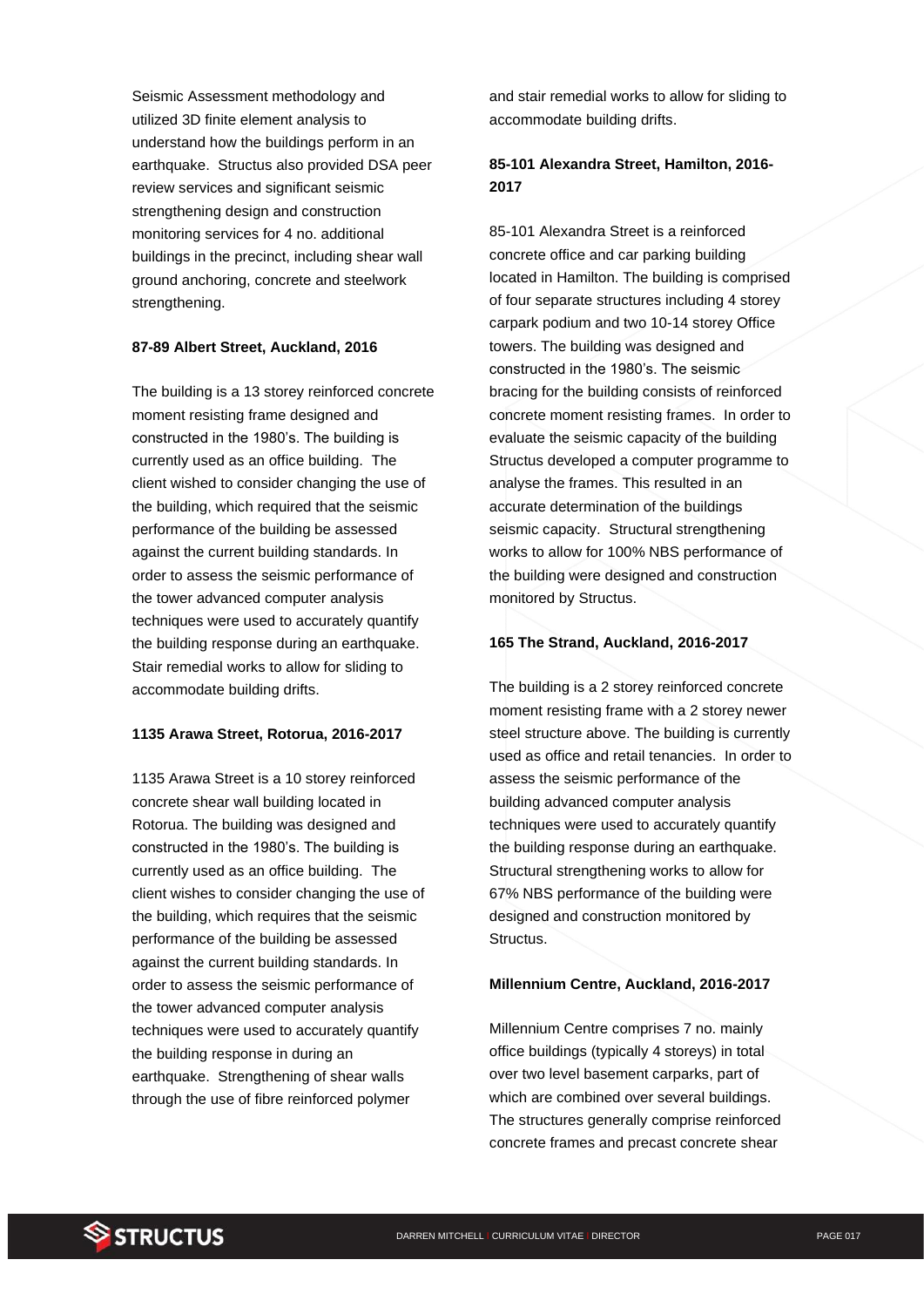Seismic Assessment methodology and utilized 3D finite element analysis to understand how the buildings perform in an earthquake. Structus also provided DSA peer review services and significant seismic strengthening design and construction monitoring services for 4 no. additional buildings in the precinct, including shear wall ground anchoring, concrete and steelwork strengthening.

**87-89 Albert Street, Auckland, 2016**

The building is a 13 storey reinforced concrete moment resisting frame designed and constructed in the 1980's. The building is currently used as an office building. The client wished to consider changing the use of the building, which required that the seismic performance of the building be assessed against the current building standards. In order to assess the seismic performance of the tower advanced computer analysis techniques were used to accurately quantify the building response during an earthquake. Stair remedial works to allow for sliding to accommodate building drifts.

**1135 Arawa Street, Rotorua, 2016-2017**

1135 Arawa Street is a 10 storey reinforced concrete shear wall building located in Rotorua. The building was designed and constructed in the 1980's. The building is currently used as an office building. The client wishes to consider changing the use of the building, which requires that the seismic performance of the building be assessed against the current building standards. In order to assess the seismic performance of the tower advanced computer analysis techniques were used to accurately quantify the building response in during an earthquake. Strengthening of shear walls through the use of fibre reinforced polymer and stair remedial works to allow for sliding to accommodate building drifts.

**85-101 Alexandra Street, Hamilton, 2016-2017**

85-101 Alexandra Street is a reinforced concrete office and car parking building located in Hamilton. The building is comprised of four separate structures including 4 storey carpark podium and two 10-14 storey Office towers. The building was designed and constructed in the 1980's. The seismic bracing for the building consists of reinforced concrete moment resisting frames. In order to evaluate the seismic capacity of the building Structus developed a computer programme to analyse the frames. This resulted in an accurate determination of the buildings seismic capacity. Structural strengthening works to allow for 100% NBS performance of the building were designed and construction monitored by Structus.

**165 The Strand, Auckland, 2016-2017**

The building is a 2 storey reinforced concrete moment resisting frame with a 2 storey newer steel structure above. The building is currently used as office and retail tenancies. In order to assess the seismic performance of the building advanced computer analysis techniques were used to accurately quantify the building response during an earthquake. Structural strengthening works to allow for 67% NBS performance of the building were designed and construction monitored by Structus.

**Millennium Centre, Auckland, 2016-2017**

Millennium Centre comprises 7 no. mainly office buildings (typically 4 storeys) in total over two level basement carparks, part of which are combined over several buildings. The structures generally comprise reinforced concrete frames and precast concrete shear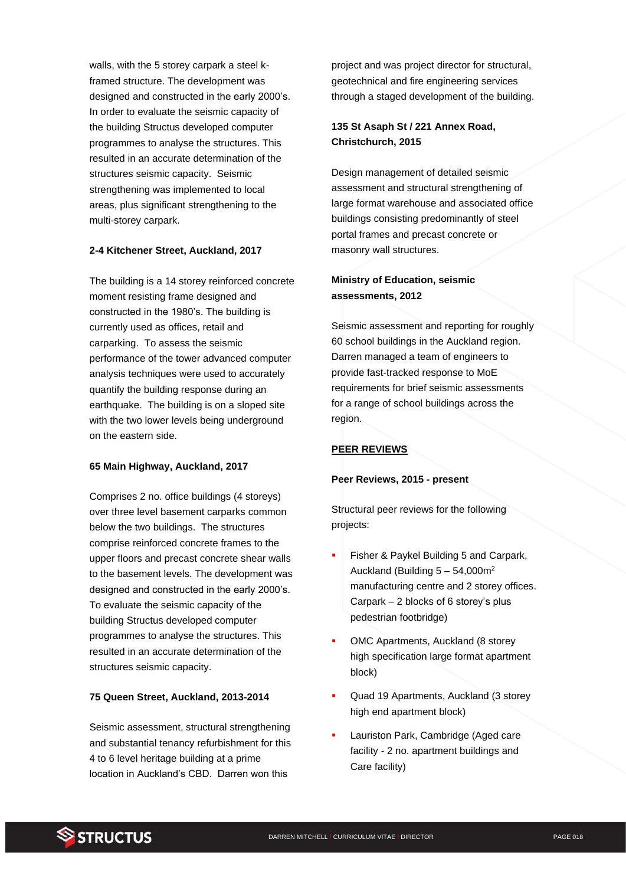walls, with the 5 storey carpark a steel k-framed structure. The development was designed and constructed in the early 2000's. In order to evaluate the seismic capacity of the building Structus developed computer programmes to analyse the structures. This resulted in an accurate determination of the structures seismic capacity. Seismic strengthening was implemented to local areas, plus significant strengthening to the multi-storey carpark.

**2-4 Kitchener Street, Auckland, 2017**

The building is a 14 storey reinforced concrete moment resisting frame designed and constructed in the 1980's. The building is currently used as offices, retail and carparking. To assess the seismic performance of the tower advanced computer analysis techniques were used to accurately quantify the building response during an earthquake. The building is on a sloped site with the two lower levels being underground on the eastern side.

**65 Main Highway, Auckland, 2017**

Comprises 2 no. office buildings (4 storeys) over three level basement carparks common below the two buildings. The structures comprise reinforced concrete frames to the upper floors and precast concrete shear walls to the basement levels. The development was designed and constructed in the early 2000's. To evaluate the seismic capacity of the building Structus developed computer programmes to analyse the structures. This resulted in an accurate determination of the structures seismic capacity.

**75 Queen Street, Auckland, 2013-2014**

Seismic assessment, structural strengthening and substantial tenancy refurbishment for this 4 to 6 level heritage building at a prime location in Auckland's CBD. Darren won this project and was project director for structural, geotechnical and fire engineering services through a staged development of the building.

**135 St Asaph St / 221 Annex Road, Christchurch, 2015**

Design management of detailed seismic assessment and structural strengthening of large format warehouse and associated office buildings consisting predominantly of steel portal frames and precast concrete or masonry wall structures.

**Ministry of Education, seismic assessments, 2012**

Seismic assessment and reporting for roughly 60 school buildings in the Auckland region. Darren managed a team of engineers to provide fast-tracked response to MoE requirements for brief seismic assessments for a range of school buildings across the region.

**PEER REVIEWS**

**Peer Reviews, 2015 - present**

Structural peer reviews for the following projects:

- Fisher & Paykel Building 5 and Carpark, Auckland (Building 5 – 54,000m$^2$ manufacturing centre and 2 storey offices. Carpark – 2 blocks of 6 storey's plus pedestrian footbridge)
- OMC Apartments, Auckland (8 storey high specification large format apartment block)
- Quad 19 Apartments, Auckland (3 storey high end apartment block)
- Lauriston Park, Cambridge (Aged care facility - 2 no. apartment buildings and Care facility)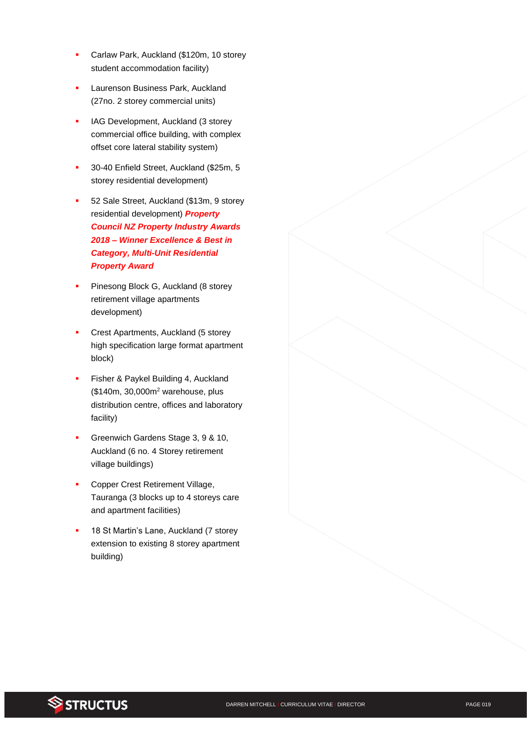- Carlaw Park, Auckland ($120m, 10 storey student accommodation facility)
- Laurenson Business Park, Auckland (27no. 2 storey commercial units)
- IAG Development, Auckland (3 storey commercial office building, with complex offset core lateral stability system)
- 30-40 Enfield Street, Auckland ($25m, 5 storey residential development)
- 52 Sale Street, Auckland ($13m, 9 storey residential development) ***Property Council NZ Property Industry Awards 2018 – Winner Excellence & Best in Category, Multi-Unit Residential Property Award***
- Pinesong Block G, Auckland (8 storey retirement village apartments development)
- Crest Apartments, Auckland (5 storey high specification large format apartment block)
- Fisher & Paykel Building 4, Auckland ($140m, 30,000m$^2$ warehouse, plus distribution centre, offices and laboratory facility)
- Greenwich Gardens Stage 3, 9 & 10, Auckland (6 no. 4 Storey retirement village buildings)
- Copper Crest Retirement Village, Tauranga (3 blocks up to 4 storeys care and apartment facilities)
- 18 St Martin's Lane, Auckland (7 storey extension to existing 8 storey apartment building)